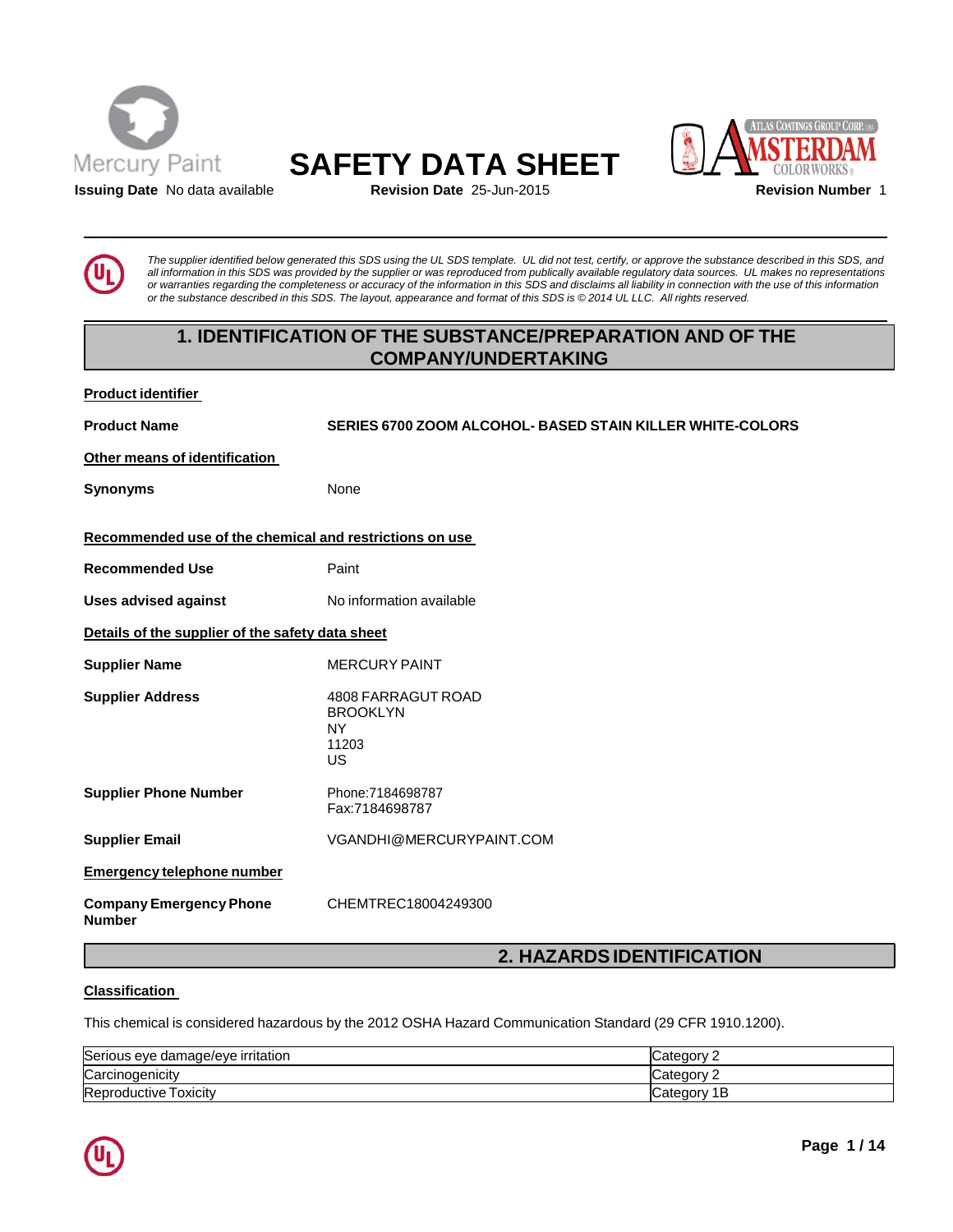Mercury Paint

# SAFETY DATA SHEET

**Issuing Date** No data available **Revision Date** 25-Jun-2015 **Revision Number** 1

*The supplier identified below generated this SDS using the UL SDS template. UL did not test, certify, or approve the substance described in this SDS, and all information in this SDS was provided by the supplier or was reproduced from publically available regulatory data sources. UL makes no representations or warranties regarding the completeness or accuracy of the information in this SDS and disclaims all liability in connection with the use of this information or the substance described in this SDS. The layout, appearance and format of this SDS is © 2014 UL LLC. All rights reserved.*

## 1. IDENTIFICATION OF THE SUBSTANCE/PREPARATION AND OF THE COMPANY/UNDERTAKING

**Product identifier**

**Product Name** SERIES 6700 ZOOM ALCOHOL- BASED STAIN KILLER WHITE-COLORS

**Other means of identification**

**Synonyms** None

**Recommended use of the chemical and restrictions on use**

**Recommended Use** Paint

**Uses advised against** No information available

**Details of the supplier of the safety data sheet**

**Supplier Name** MERCURY PAINT

**Supplier Address** 4808 FARRAGUT ROAD
BROOKLYN
NY
11203
US

**Supplier Phone Number** Phone:7184698787
Fax:7184698787

**Supplier Email** VGANDHI@MERCURYPAINT.COM

**Emergency telephone number**

**Company Emergency Phone Number** CHEMTREC18004249300

## 2. HAZARDS IDENTIFICATION

**Classification**

This chemical is considered hazardous by the 2012 OSHA Hazard Communication Standard (29 CFR 1910.1200).

| | |
|---|---|
| Serious eye damage/eye irritation | Category 2 |
| Carcinogenicity | Category 2 |
| Reproductive Toxicity | Category 1B |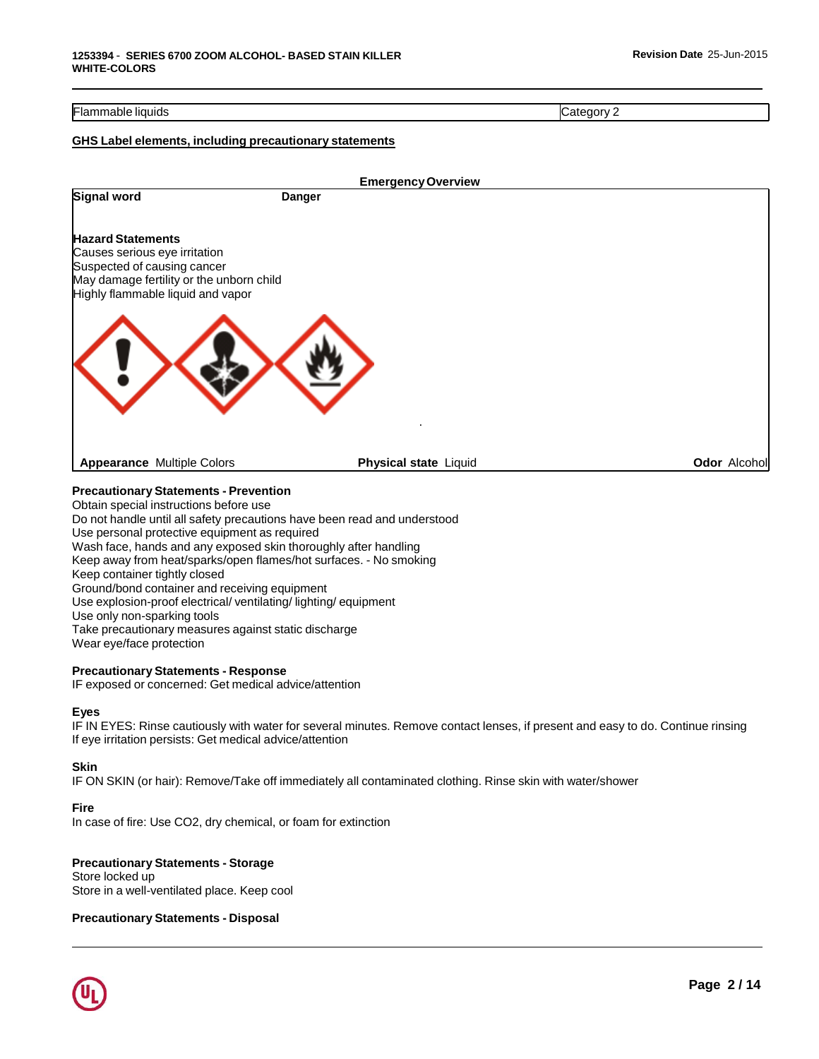| Flammable liquids | Category 2 |
|---|---|

## GHS Label elements, including precautionary statements

**Emergency Overview**

**Signal word** **Danger**

**Hazard Statements**
Causes serious eye irritation
Suspected of causing cancer
May damage fertility or the unborn child
Highly flammable liquid and vapor

**Appearance** Multiple Colors **Physical state** Liquid **Odor** Alcohol

**Precautionary Statements - Prevention**
Obtain special instructions before use
Do not handle until all safety precautions have been read and understood
Use personal protective equipment as required
Wash face, hands and any exposed skin thoroughly after handling
Keep away from heat/sparks/open flames/hot surfaces. - No smoking
Keep container tightly closed
Ground/bond container and receiving equipment
Use explosion-proof electrical/ ventilating/ lighting/ equipment
Use only non-sparking tools
Take precautionary measures against static discharge
Wear eye/face protection

**Precautionary Statements - Response**
IF exposed or concerned: Get medical advice/attention

**Eyes**
IF IN EYES: Rinse cautiously with water for several minutes. Remove contact lenses, if present and easy to do. Continue rinsing
If eye irritation persists: Get medical advice/attention

**Skin**
IF ON SKIN (or hair): Remove/Take off immediately all contaminated clothing. Rinse skin with water/shower

**Fire**
In case of fire: Use $CO_2$, dry chemical, or foam for extinction

**Precautionary Statements - Storage**
Store locked up
Store in a well-ventilated place. Keep cool

**Precautionary Statements - Disposal**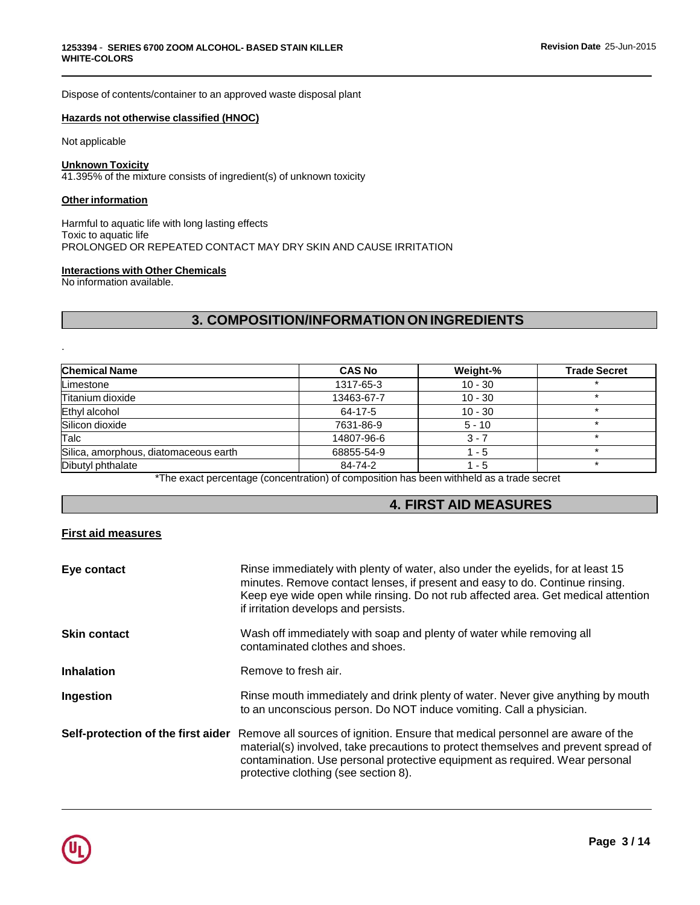Dispose of contents/container to an approved waste disposal plant

**Hazards not otherwise classified (HNOC)**

Not applicable

**Unknown Toxicity**

41.395% of the mixture consists of ingredient(s) of unknown toxicity

**Other information**

Harmful to aquatic life with long lasting effects
Toxic to aquatic life
PROLONGED OR REPEATED CONTACT MAY DRY SKIN AND CAUSE IRRITATION

**Interactions with Other Chemicals**

No information available.

## 3. COMPOSITION/INFORMATION ON INGREDIENTS

.

| Chemical Name | CAS No | Weight-% | Trade Secret |
|---|---|---|---|
| Limestone | 1317-65-3 | 10 - 30 | * |
| Titanium dioxide | 13463-67-7 | 10 - 30 | * |
| Ethyl alcohol | 64-17-5 | 10 - 30 | * |
| Silicon dioxide | 7631-86-9 | 5 - 10 | * |
| Talc | 14807-96-6 | 3 - 7 | * |
| Silica, amorphous, diatomaceous earth | 68855-54-9 | 1 - 5 | * |
| Dibutyl phthalate | 84-74-2 | 1 - 5 | * |

*The exact percentage (concentration) of composition has been withheld as a trade secret

## 4. FIRST AID MEASURES

**First aid measures**

**Eye contact** Rinse immediately with plenty of water, also under the eyelids, for at least 15 minutes. Remove contact lenses, if present and easy to do. Continue rinsing. Keep eye wide open while rinsing. Do not rub affected area. Get medical attention if irritation develops and persists.

**Skin contact** Wash off immediately with soap and plenty of water while removing all contaminated clothes and shoes.

**Inhalation** Remove to fresh air.

**Ingestion** Rinse mouth immediately and drink plenty of water. Never give anything by mouth to an unconscious person. Do NOT induce vomiting. Call a physician.

**Self-protection of the first aider** Remove all sources of ignition. Ensure that medical personnel are aware of the material(s) involved, take precautions to protect themselves and prevent spread of contamination. Use personal protective equipment as required. Wear personal protective clothing (see section 8).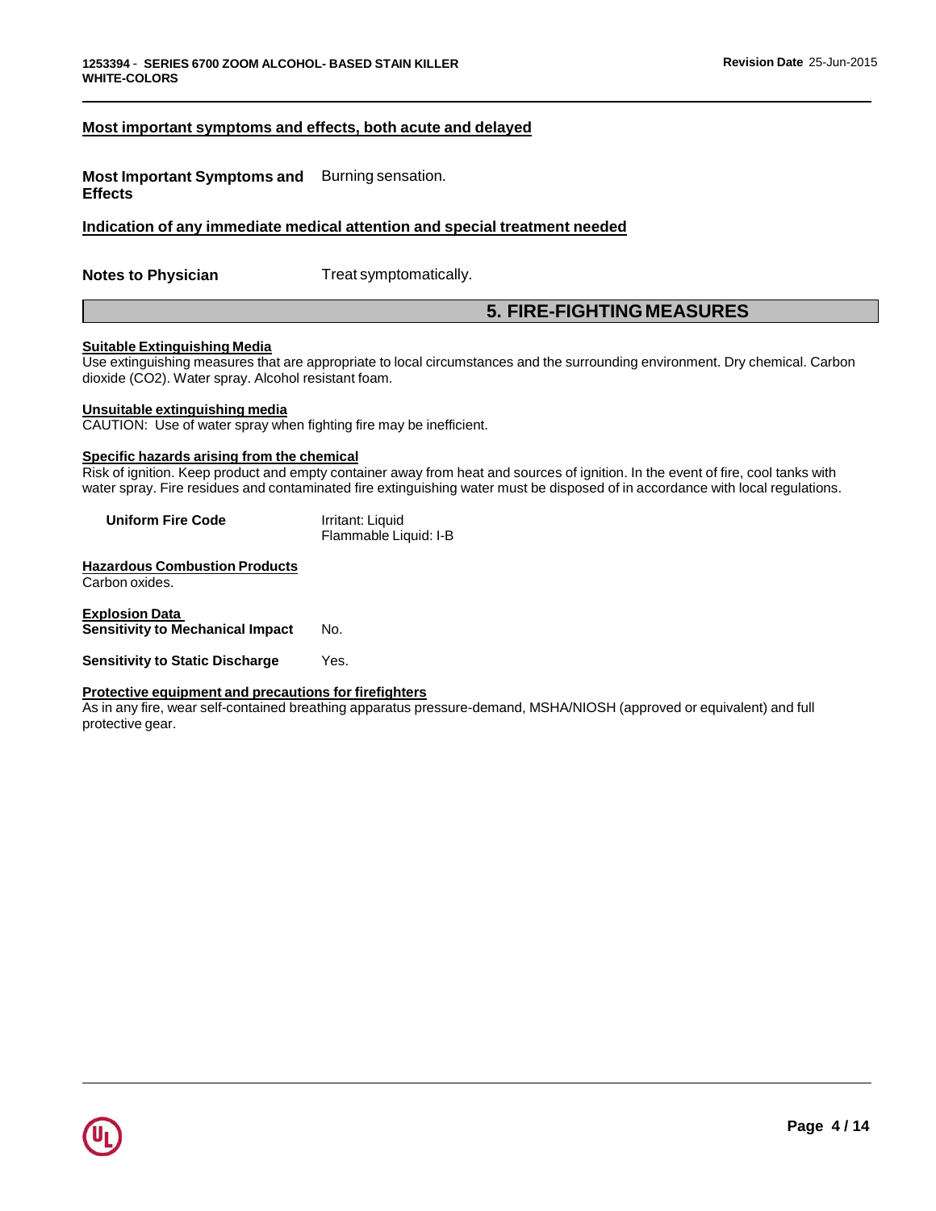### Most important symptoms and effects, both acute and delayed

**Most Important Symptoms and Effects** Burning sensation.

### Indication of any immediate medical attention and special treatment needed

**Notes to Physician** Treat symptomatically.

## 5. FIRE-FIGHTING MEASURES

**Suitable Extinguishing Media**
Use extinguishing measures that are appropriate to local circumstances and the surrounding environment. Dry chemical. Carbon dioxide (CO2). Water spray. Alcohol resistant foam.

**Unsuitable extinguishing media**
CAUTION: Use of water spray when fighting fire may be inefficient.

**Specific hazards arising from the chemical**
Risk of ignition. Keep product and empty container away from heat and sources of ignition. In the event of fire, cool tanks with water spray. Fire residues and contaminated fire extinguishing water must be disposed of in accordance with local regulations.

**Uniform Fire Code** Irritant: Liquid
Flammable Liquid: I-B

**Hazardous Combustion Products**
Carbon oxides.

**Explosion Data**
**Sensitivity to Mechanical Impact** No.

**Sensitivity to Static Discharge** Yes.

**Protective equipment and precautions for firefighters**
As in any fire, wear self-contained breathing apparatus pressure-demand, MSHA/NIOSH (approved or equivalent) and full protective gear.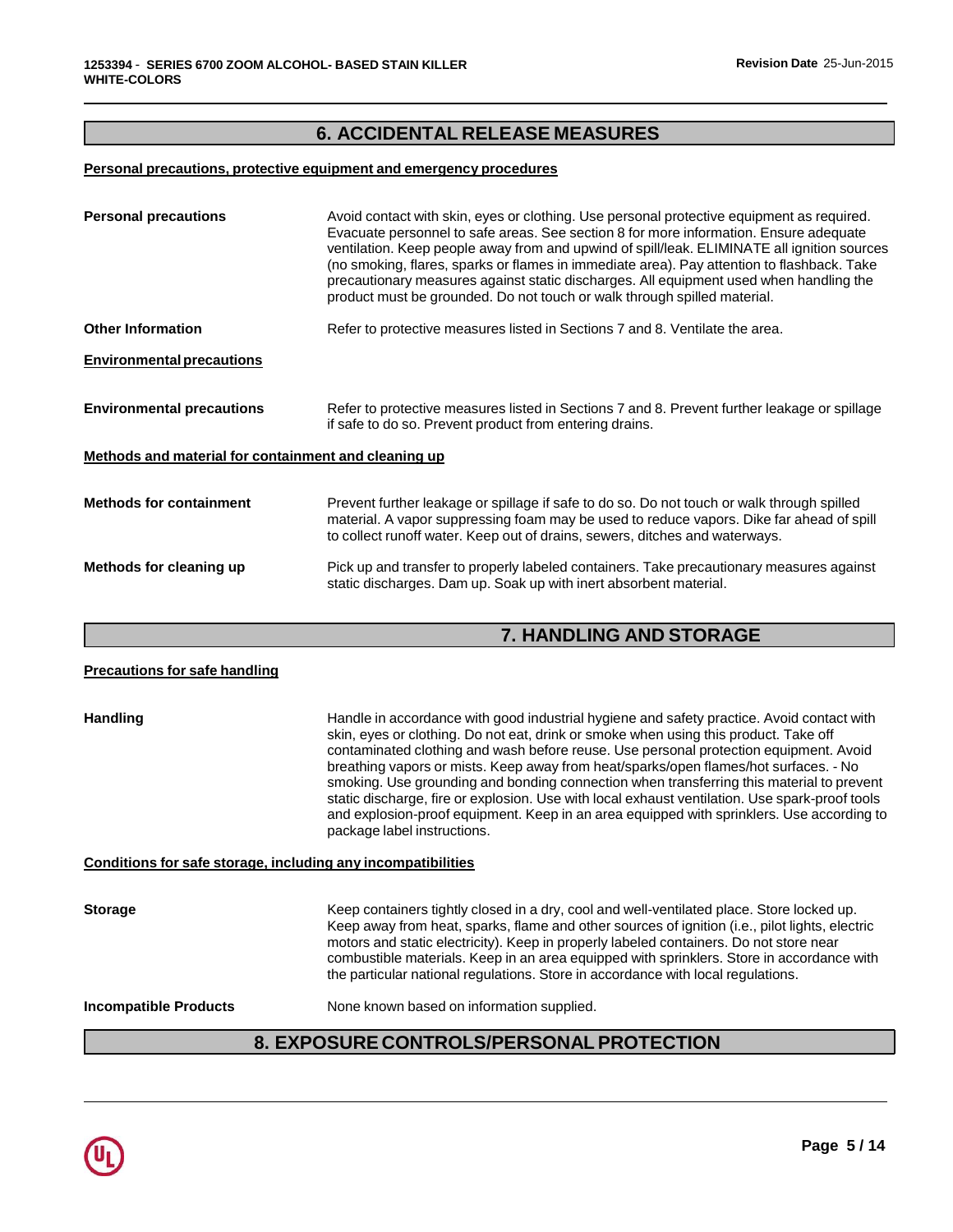## 6. ACCIDENTAL RELEASE MEASURES

**Personal precautions, protective equipment and emergency procedures**

| | |
|---|---|
| **Personal precautions** | Avoid contact with skin, eyes or clothing. Use personal protective equipment as required. Evacuate personnel to safe areas. See section 8 for more information. Ensure adequate ventilation. Keep people away from and upwind of spill/leak. ELIMINATE all ignition sources (no smoking, flares, sparks or flames in immediate area). Pay attention to flashback. Take precautionary measures against static discharges. All equipment used when handling the product must be grounded. Do not touch or walk through spilled material. |
| **Other Information** | Refer to protective measures listed in Sections 7 and 8. Ventilate the area. |

**Environmental precautions**

| | |
|---|---|
| **Environmental precautions** | Refer to protective measures listed in Sections 7 and 8. Prevent further leakage or spillage if safe to do so. Prevent product from entering drains. |

**Methods and material for containment and cleaning up**

| | |
|---|---|
| **Methods for containment** | Prevent further leakage or spillage if safe to do so. Do not touch or walk through spilled material. A vapor suppressing foam may be used to reduce vapors. Dike far ahead of spill to collect runoff water. Keep out of drains, sewers, ditches and waterways. |
| **Methods for cleaning up** | Pick up and transfer to properly labeled containers. Take precautionary measures against static discharges. Dam up. Soak up with inert absorbent material. |

## 7. HANDLING AND STORAGE

**Precautions for safe handling**

| | |
|---|---|
| **Handling** | Handle in accordance with good industrial hygiene and safety practice. Avoid contact with skin, eyes or clothing. Do not eat, drink or smoke when using this product. Take off contaminated clothing and wash before reuse. Use personal protection equipment. Avoid breathing vapors or mists. Keep away from heat/sparks/open flames/hot surfaces. - No smoking. Use grounding and bonding connection when transferring this material to prevent static discharge, fire or explosion. Use with local exhaust ventilation. Use spark-proof tools and explosion-proof equipment. Keep in an area equipped with sprinklers. Use according to package label instructions. |

**Conditions for safe storage, including any incompatibilities**

| | |
|---|---|
| **Storage** | Keep containers tightly closed in a dry, cool and well-ventilated place. Store locked up. Keep away from heat, sparks, flame and other sources of ignition (i.e., pilot lights, electric motors and static electricity). Keep in properly labeled containers. Do not store near combustible materials. Keep in an area equipped with sprinklers. Store in accordance with the particular national regulations. Store in accordance with local regulations. |
| **Incompatible Products** | None known based on information supplied. |

## 8. EXPOSURE CONTROLS/PERSONAL PROTECTION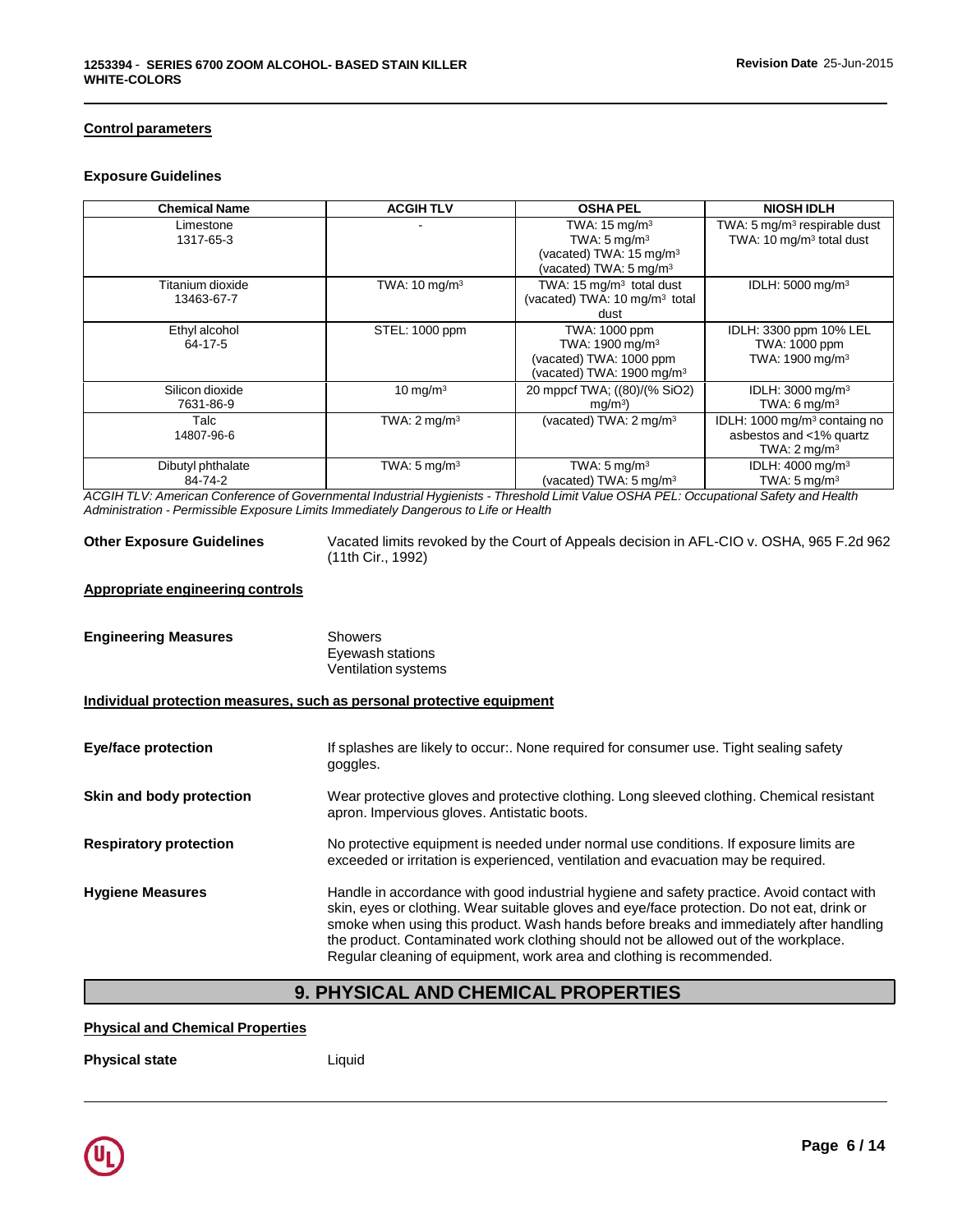### Control parameters

#### Exposure Guidelines

| Chemical Name | ACGIH TLV | OSHA PEL | NIOSH IDLH |
|---|---|---|---|
| Limestone<br>1317-65-3 | - | TWA: 15 mg/m³<br>TWA: 5 mg/m³<br>(vacated) TWA: 15 mg/m³<br>(vacated) TWA: 5 mg/m³ | TWA: 5 mg/m³ respirable dust<br>TWA: 10 mg/m³ total dust |
| Titanium dioxide<br>13463-67-7 | TWA: 10 mg/m³ | TWA: 15 mg/m³ total dust<br>(vacated) TWA: 10 mg/m³ total dust | IDLH: 5000 mg/m³ |
| Ethyl alcohol<br>64-17-5 | STEL: 1000 ppm | TWA: 1000 ppm<br>TWA: 1900 mg/m³<br>(vacated) TWA: 1000 ppm<br>(vacated) TWA: 1900 mg/m³ | IDLH: 3300 ppm 10% LEL<br>TWA: 1000 ppm<br>TWA: 1900 mg/m³ |
| Silicon dioxide<br>7631-86-9 | 10 mg/m³ | 20 mppcf TWA; ((80)/(% SiO2) mg/m³) | IDLH: 3000 mg/m³<br>TWA: 6 mg/m³ |
| Talc<br>14807-96-6 | TWA: 2 mg/m³ | (vacated) TWA: 2 mg/m³ | IDLH: 1000 mg/m³ containg no asbestos and <1% quartz<br>TWA: 2 mg/m³ |
| Dibutyl phthalate<br>84-74-2 | TWA: 5 mg/m³ | TWA: 5 mg/m³<br>(vacated) TWA: 5 mg/m³ | IDLH: 4000 mg/m³<br>TWA: 5 mg/m³ |

*ACGIH TLV: American Conference of Governmental Industrial Hygienists - Threshold Limit Value OSHA PEL: Occupational Safety and Health Administration - Permissible Exposure Limits Immediately Dangerous to Life or Health*

**Other Exposure Guidelines** Vacated limits revoked by the Court of Appeals decision in AFL-CIO v. OSHA, 965 F.2d 962 (11th Cir., 1992)

### Appropriate engineering controls

**Engineering Measures** Showers
Eyewash stations
Ventilation systems

### Individual protection measures, such as personal protective equipment

**Eye/face protection** If splashes are likely to occur:. None required for consumer use. Tight sealing safety goggles.

**Skin and body protection** Wear protective gloves and protective clothing. Long sleeved clothing. Chemical resistant apron. Impervious gloves. Antistatic boots.

**Respiratory protection** No protective equipment is needed under normal use conditions. If exposure limits are exceeded or irritation is experienced, ventilation and evacuation may be required.

**Hygiene Measures** Handle in accordance with good industrial hygiene and safety practice. Avoid contact with skin, eyes or clothing. Wear suitable gloves and eye/face protection. Do not eat, drink or smoke when using this product. Wash hands before breaks and immediately after handling the product. Contaminated work clothing should not be allowed out of the workplace. Regular cleaning of equipment, work area and clothing is recommended.

## 9. PHYSICAL AND CHEMICAL PROPERTIES

### Physical and Chemical Properties

**Physical state** Liquid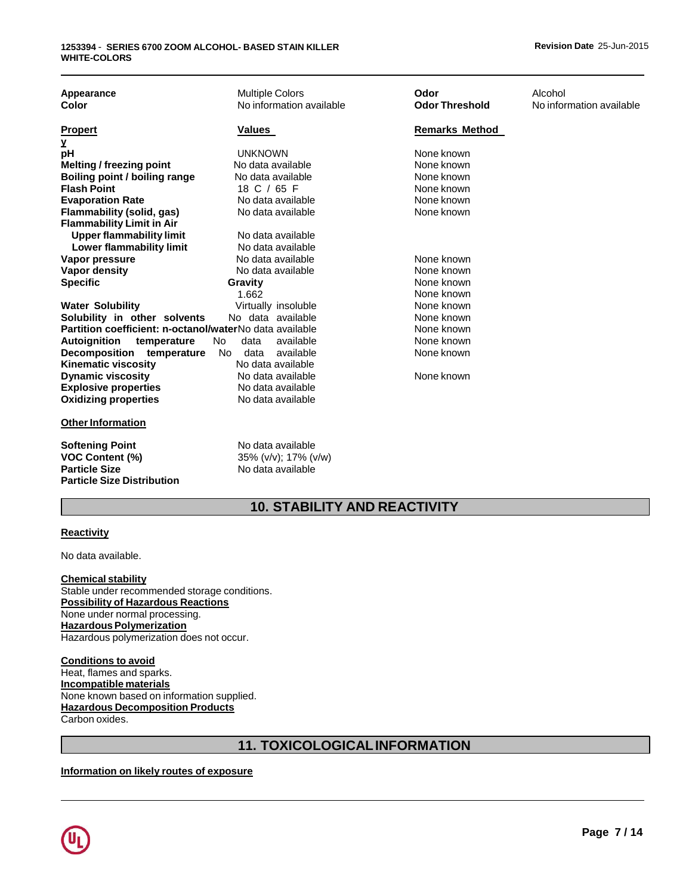| Appearance | Multiple Colors | Odor | Alcohol |
|---|---|---|---|
| Color | No information available | Odor Threshold | No information available |

| Property | Values | Remarks Method |
|---|---|---|
| pH | UNKNOWN | None known |
| Melting / freezing point | No data available | None known |
| Boiling point / boiling range | No data available | None known |
| Flash Point | 18 C / 65 F | None known |
| Evaporation Rate | No data available | None known |
| Flammability (solid, gas) | No data available | None known |
| Flammability Limit in Air | | |
| Upper flammability limit | No data available | |
| Lower flammability limit | No data available | |
| Vapor pressure | No data available | None known |
| Vapor density | No data available | None known |
| Specific Gravity | 1.662 | None known |
| | | None known |
| Water Solubility | Virtually insoluble | None known |
| Solubility in other solvents | No data available | None known |
| Partition coefficient: n-octanol/water | No data available | None known |
| Autoignition temperature | No data available | None known |
| Decomposition temperature | No data available | None known |
| Kinematic viscosity | No data available | |
| Dynamic viscosity | No data available | None known |
| Explosive properties | No data available | |
| Oxidizing properties | No data available | |

**Other Information**

| | |
|---|---|
| Softening Point | No data available |
| VOC Content (%) | 35% (v/v); 17% (v/w) |
| Particle Size | No data available |
| Particle Size Distribution | |

## 10. STABILITY AND REACTIVITY

**Reactivity**

No data available.

**Chemical stability**
Stable under recommended storage conditions.
**Possibility of Hazardous Reactions**
None under normal processing.
**Hazardous Polymerization**
Hazardous polymerization does not occur.

**Conditions to avoid**
Heat, flames and sparks.
**Incompatible materials**
None known based on information supplied.
**Hazardous Decomposition Products**
Carbon oxides.

## 11. TOXICOLOGICAL INFORMATION

**Information on likely routes of exposure**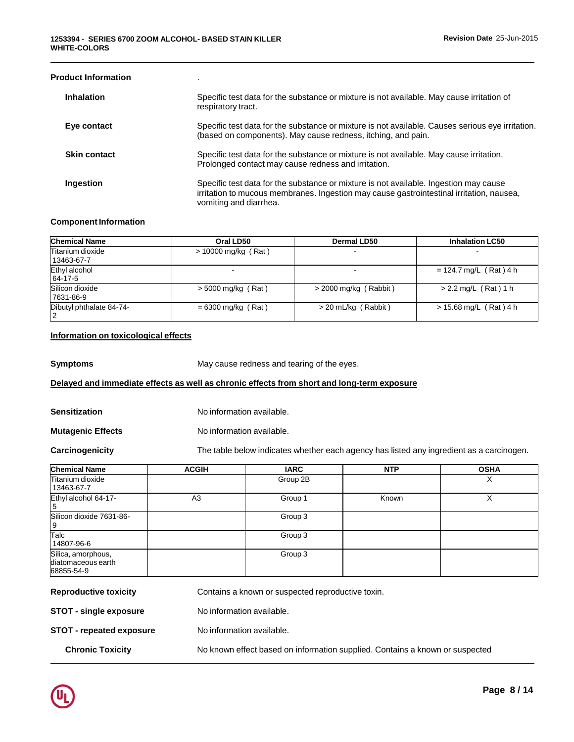**Product Information** .

**Inhalation** Specific test data for the substance or mixture is not available. May cause irritation of respiratory tract.

**Eye contact** Specific test data for the substance or mixture is not available. Causes serious eye irritation. (based on components). May cause redness, itching, and pain.

**Skin contact** Specific test data for the substance or mixture is not available. May cause irritation. Prolonged contact may cause redness and irritation.

**Ingestion** Specific test data for the substance or mixture is not available. Ingestion may cause irritation to mucous membranes. Ingestion may cause gastrointestinal irritation, nausea, vomiting and diarrhea.

**Component Information**

| Chemical Name | Oral LD50 | Dermal LD50 | Inhalation LC50 |
|---|---|---|---|
| Titanium dioxide 13463-67-7 | > 10000 mg/kg ( Rat ) | - | - |
| Ethyl alcohol 64-17-5 | - | - | = 124.7 mg/L ( Rat ) 4 h |
| Silicon dioxide 7631-86-9 | > 5000 mg/kg ( Rat ) | > 2000 mg/kg ( Rabbit ) | > 2.2 mg/L ( Rat ) 1 h |
| Dibutyl phthalate 84-74-2 | = 6300 mg/kg ( Rat ) | > 20 mL/kg ( Rabbit ) | > 15.68 mg/L ( Rat ) 4 h |

**Information on toxicological effects**

**Symptoms** May cause redness and tearing of the eyes.

**Delayed and immediate effects as well as chronic effects from short and long-term exposure**

**Sensitization** No information available.

**Mutagenic Effects** No information available.

**Carcinogenicity** The table below indicates whether each agency has listed any ingredient as a carcinogen.

| Chemical Name | ACGIH | IARC | NTP | OSHA |
|---|---|---|---|---|
| Titanium dioxide 13463-67-7 | | Group 2B | | X |
| Ethyl alcohol 64-17-5 | A3 | Group 1 | Known | X |
| Silicon dioxide 7631-86-9 | | Group 3 | | |
| Talc 14807-96-6 | | Group 3 | | |
| Silica, amorphous, diatomaceous earth 68855-54-9 | | Group 3 | | |

**Reproductive toxicity** Contains a known or suspected reproductive toxin.

**STOT - single exposure** No information available.

**STOT - repeated exposure** No information available.

**Chronic Toxicity** No known effect based on information supplied. Contains a known or suspected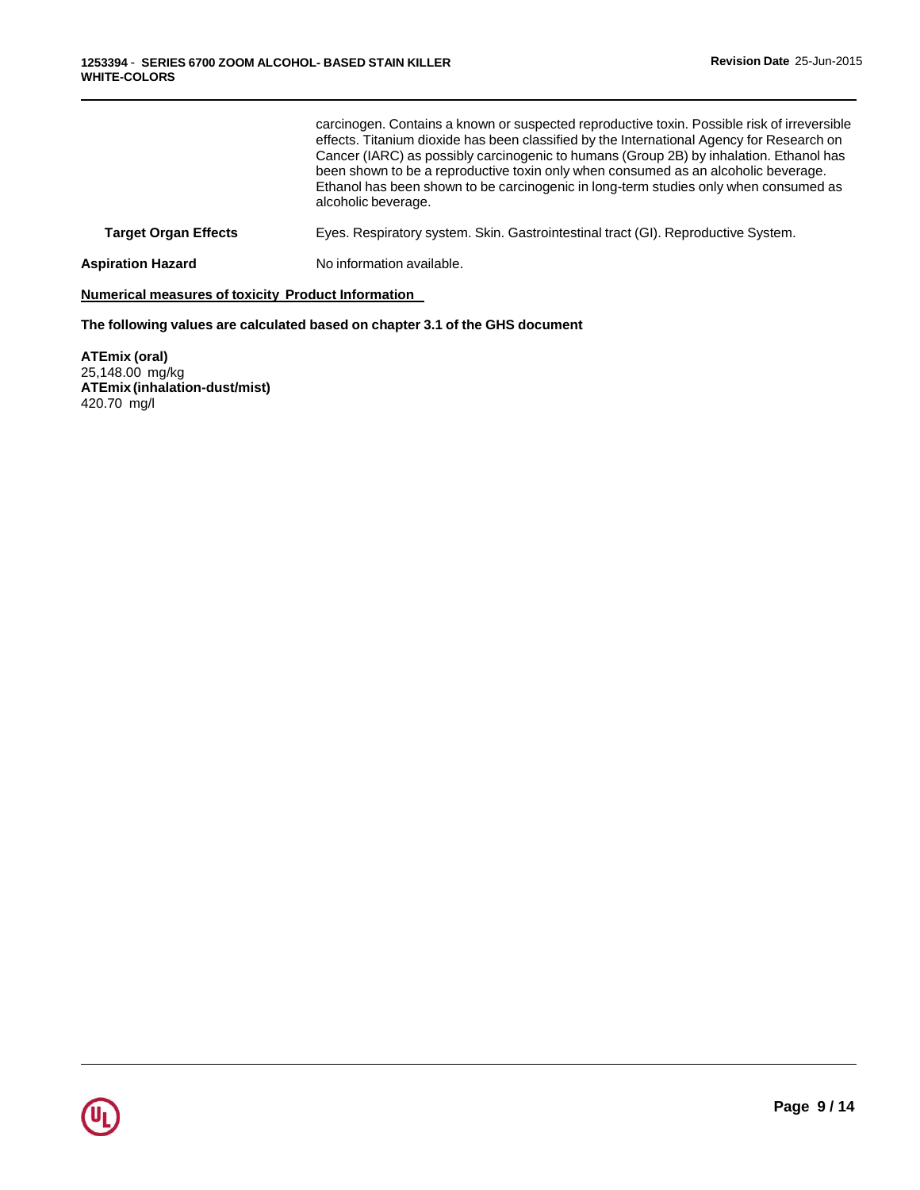carcinogen. Contains a known or suspected reproductive toxin. Possible risk of irreversible effects. Titanium dioxide has been classified by the International Agency for Research on Cancer (IARC) as possibly carcinogenic to humans (Group 2B) by inhalation. Ethanol has been shown to be a reproductive toxin only when consumed as an alcoholic beverage. Ethanol has been shown to be carcinogenic in long-term studies only when consumed as alcoholic beverage.

**Target Organ Effects** Eyes. Respiratory system. Skin. Gastrointestinal tract (GI). Reproductive System.

**Aspiration Hazard** No information available.

**Numerical measures of toxicity Product Information**

**The following values are calculated based on chapter 3.1 of the GHS document**

**ATEmix (oral)**
25,148.00 mg/kg
**ATEmix (inhalation-dust/mist)**
420.70 mg/l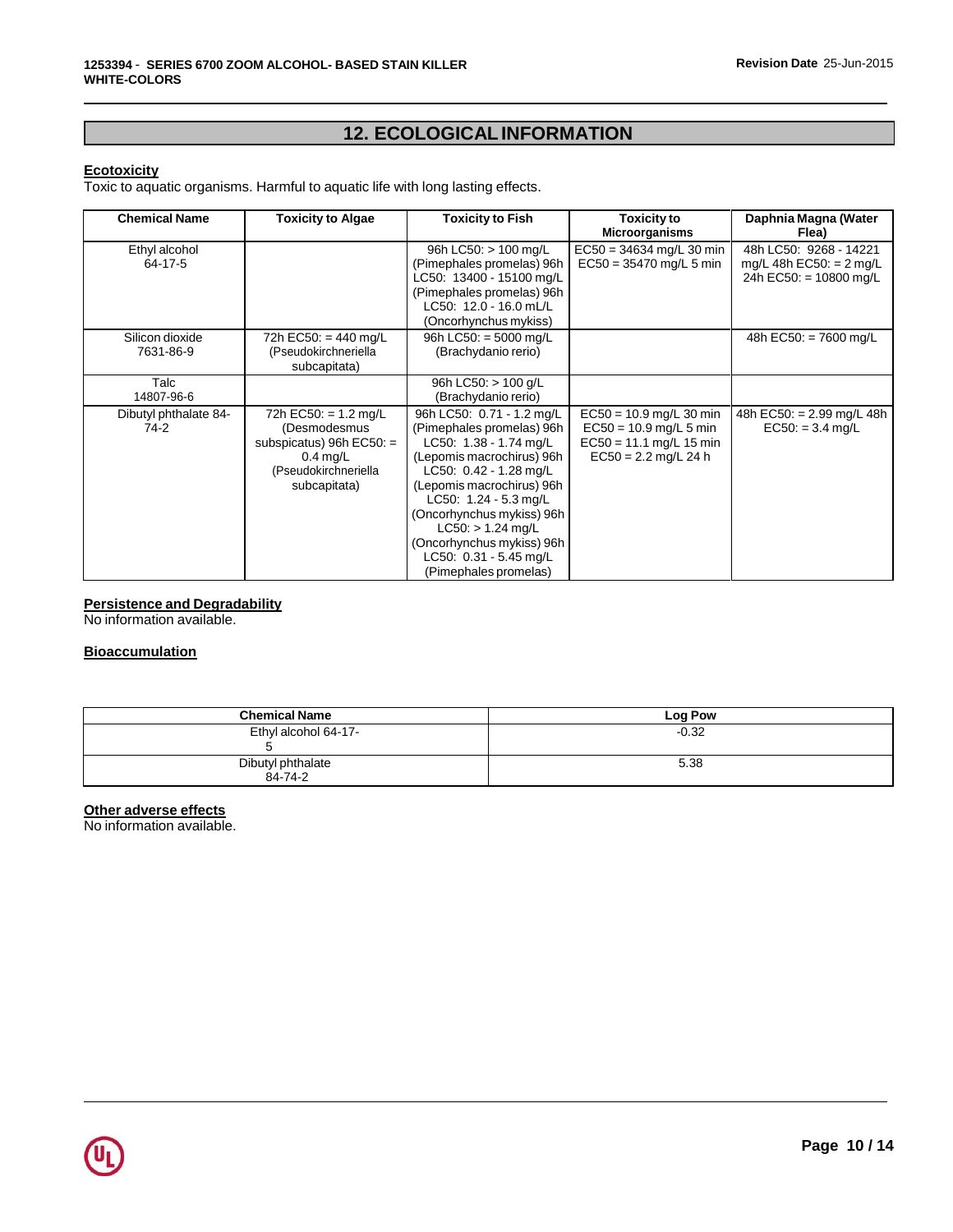## 12. ECOLOGICAL INFORMATION

### Ecotoxicity

Toxic to aquatic organisms. Harmful to aquatic life with long lasting effects.

| Chemical Name | Toxicity to Algae | Toxicity to Fish | Toxicity to Microorganisms | Daphnia Magna (Water Flea) |
|---|---|---|---|---|
| Ethyl alcohol 64-17-5 | | 96h LC50: > 100 mg/L (Pimephales promelas) 96h LC50: 13400 - 15100 mg/L (Pimephales promelas) 96h LC50: 12.0 - 16.0 mL/L (Oncorhynchus mykiss) | EC50 = 34634 mg/L 30 min EC50 = 35470 mg/L 5 min | 48h LC50: 9268 - 14221 mg/L 48h EC50: = 2 mg/L 24h EC50: = 10800 mg/L |
| Silicon dioxide 7631-86-9 | 72h EC50: = 440 mg/L (Pseudokirchneriella subcapitata) | 96h LC50: = 5000 mg/L (Brachydanio rerio) | | 48h EC50: = 7600 mg/L |
| Talc 14807-96-6 | | 96h LC50: > 100 g/L (Brachydanio rerio) | | |
| Dibutyl phthalate 84-74-2 | 72h EC50: = 1.2 mg/L (Desmodesmus subspicatus) 96h EC50: = 0.4 mg/L (Pseudokirchneriella subcapitata) | 96h LC50: 0.71 - 1.2 mg/L (Pimephales promelas) 96h LC50: 1.38 - 1.74 mg/L (Lepomis macrochirus) 96h LC50: 0.42 - 1.28 mg/L (Lepomis macrochirus) 96h LC50: 1.24 - 5.3 mg/L (Oncorhynchus mykiss) 96h LC50: > 1.24 mg/L (Oncorhynchus mykiss) 96h LC50: 0.31 - 5.45 mg/L (Pimephales promelas) | EC50 = 10.9 mg/L 30 min EC50 = 10.9 mg/L 5 min EC50 = 11.1 mg/L 15 min EC50 = 2.2 mg/L 24 h | 48h EC50: = 2.99 mg/L 48h EC50: = 3.4 mg/L |

### Persistence and Degradability

No information available.

### Bioaccumulation

| Chemical Name | Log Pow |
|---|---|
| Ethyl alcohol 64-17-5 | -0.32 |
| Dibutyl phthalate 84-74-2 | 5.38 |

### Other adverse effects

No information available.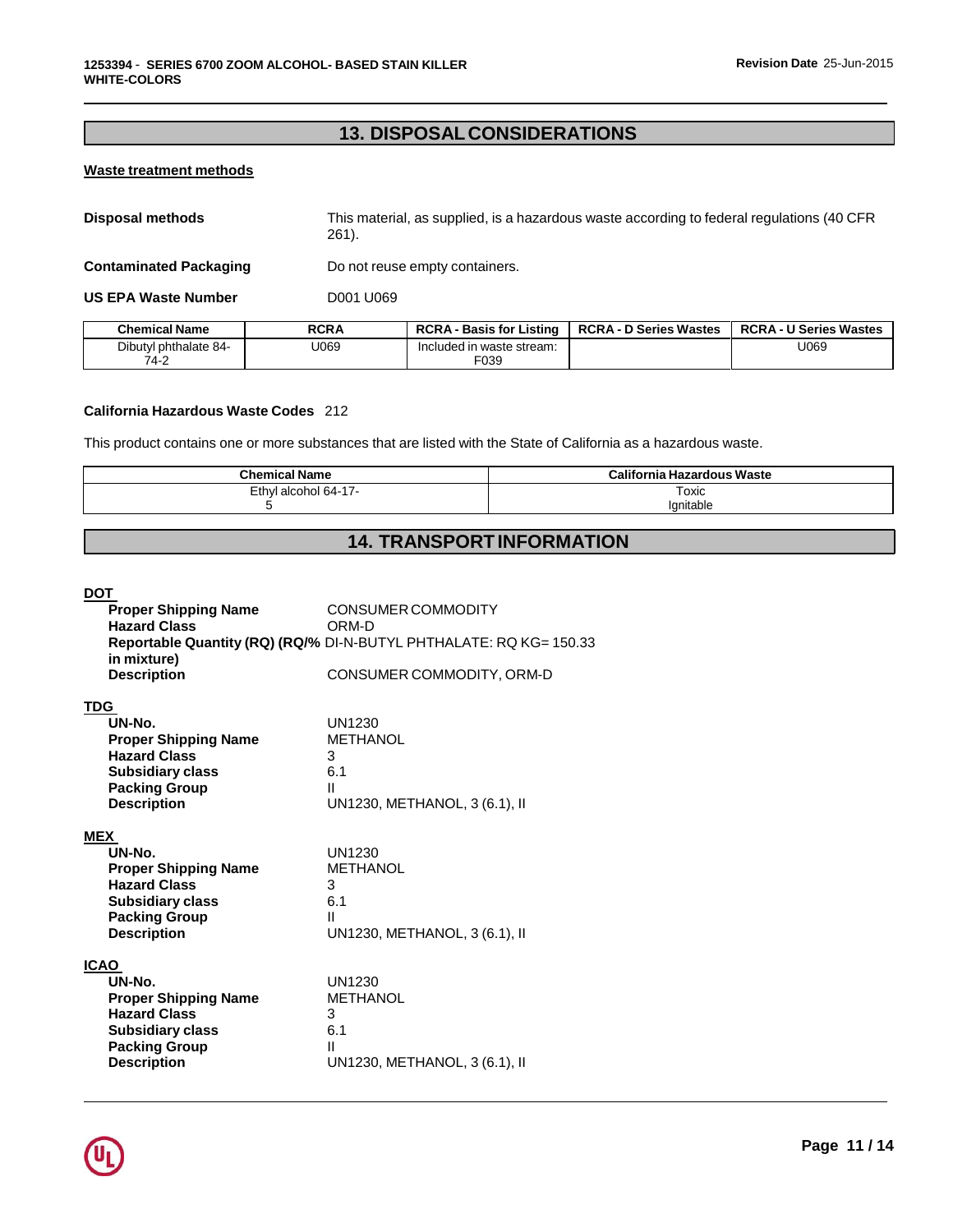## 13. DISPOSAL CONSIDERATIONS

**Waste treatment methods**

**Disposal methods** This material, as supplied, is a hazardous waste according to federal regulations (40 CFR 261).

**Contaminated Packaging** Do not reuse empty containers.

**US EPA Waste Number** D001 U069

| Chemical Name | RCRA | RCRA - Basis for Listing | RCRA - D Series Wastes | RCRA - U Series Wastes |
|---|---|---|---|---|
| Dibutyl phthalate 84-74-2 | U069 | Included in waste stream: F039 | | U069 |

**California Hazardous Waste Codes** 212

This product contains one or more substances that are listed with the State of California as a hazardous waste.

| Chemical Name | California Hazardous Waste |
|---|---|
| Ethyl alcohol 64-17-5 | Toxic<br>Ignitable |

## 14. TRANSPORT INFORMATION

**DOT**

**Proper Shipping Name** CONSUMER COMMODITY
**Hazard Class** ORM-D
**Reportable Quantity (RQ) (RQ/% in mixture)** DI-N-BUTYL PHTHALATE: RQ KG= 150.33
**Description** CONSUMER COMMODITY, ORM-D

**TDG**

**UN-No.** UN1230
**Proper Shipping Name** METHANOL
**Hazard Class** 3
**Subsidiary class** 6.1
**Packing Group** II
**Description** UN1230, METHANOL, 3 (6.1), II

**MEX**

**UN-No.** UN1230
**Proper Shipping Name** METHANOL
**Hazard Class** 3
**Subsidiary class** 6.1
**Packing Group** II
**Description** UN1230, METHANOL, 3 (6.1), II

**ICAO**

**UN-No.** UN1230
**Proper Shipping Name** METHANOL
**Hazard Class** 3
**Subsidiary class** 6.1
**Packing Group** II
**Description** UN1230, METHANOL, 3 (6.1), II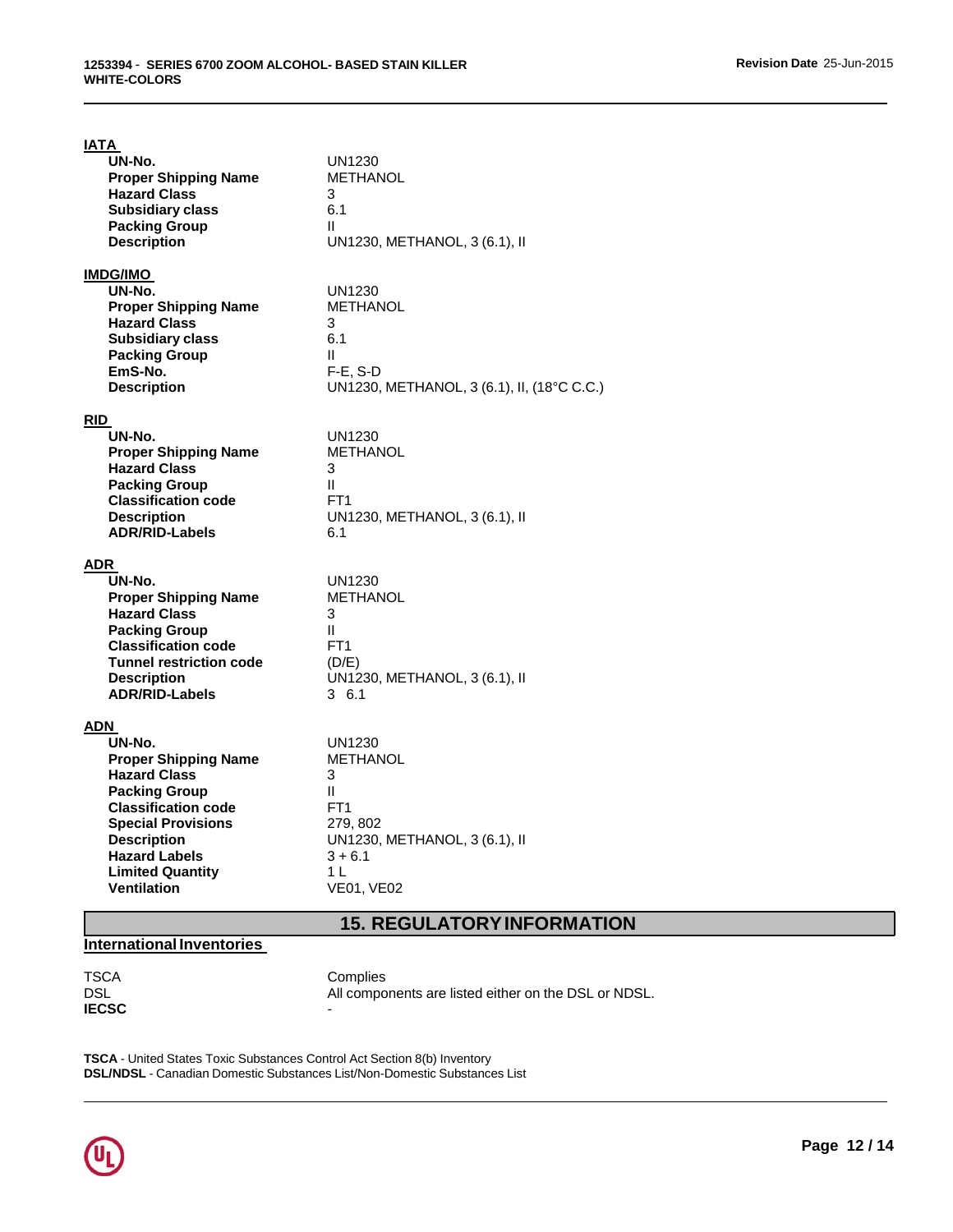#### IATA

| | |
|---|---|
| **UN-No.** | UN1230 |
| **Proper Shipping Name** | METHANOL |
| **Hazard Class** | 3 |
| **Subsidiary class** | 6.1 |
| **Packing Group** | II |
| **Description** | UN1230, METHANOL, 3 (6.1), II |

#### IMDG/IMO

| | |
|---|---|
| **UN-No.** | UN1230 |
| **Proper Shipping Name** | METHANOL |
| **Hazard Class** | 3 |
| **Subsidiary class** | 6.1 |
| **Packing Group** | II |
| **EmS-No.** | F-E, S-D |
| **Description** | UN1230, METHANOL, 3 (6.1), II, (18°C C.C.) |

#### RID

| | |
|---|---|
| **UN-No.** | UN1230 |
| **Proper Shipping Name** | METHANOL |
| **Hazard Class** | 3 |
| **Packing Group** | II |
| **Classification code** | FT1 |
| **Description** | UN1230, METHANOL, 3 (6.1), II |
| **ADR/RID-Labels** | 6.1 |

#### ADR

| | |
|---|---|
| **UN-No.** | UN1230 |
| **Proper Shipping Name** | METHANOL |
| **Hazard Class** | 3 |
| **Packing Group** | II |
| **Classification code** | FT1 |
| **Tunnel restriction code** | (D/E) |
| **Description** | UN1230, METHANOL, 3 (6.1), II |
| **ADR/RID-Labels** | 3 6.1 |

#### ADN

| | |
|---|---|
| **UN-No.** | UN1230 |
| **Proper Shipping Name** | METHANOL |
| **Hazard Class** | 3 |
| **Packing Group** | II |
| **Classification code** | FT1 |
| **Special Provisions** | 279, 802 |
| **Description** | UN1230, METHANOL, 3 (6.1), II |
| **Hazard Labels** | 3 + 6.1 |
| **Limited Quantity** | 1 L |
| **Ventilation** | VE01, VE02 |

## 15. REGULATORY INFORMATION

#### International Inventories

| | |
|---|---|
| TSCA | Complies |
| DSL | All components are listed either on the DSL or NDSL. |
| **IECSC** | - |

**TSCA** - United States Toxic Substances Control Act Section 8(b) Inventory
**DSL/NDSL** - Canadian Domestic Substances List/Non-Domestic Substances List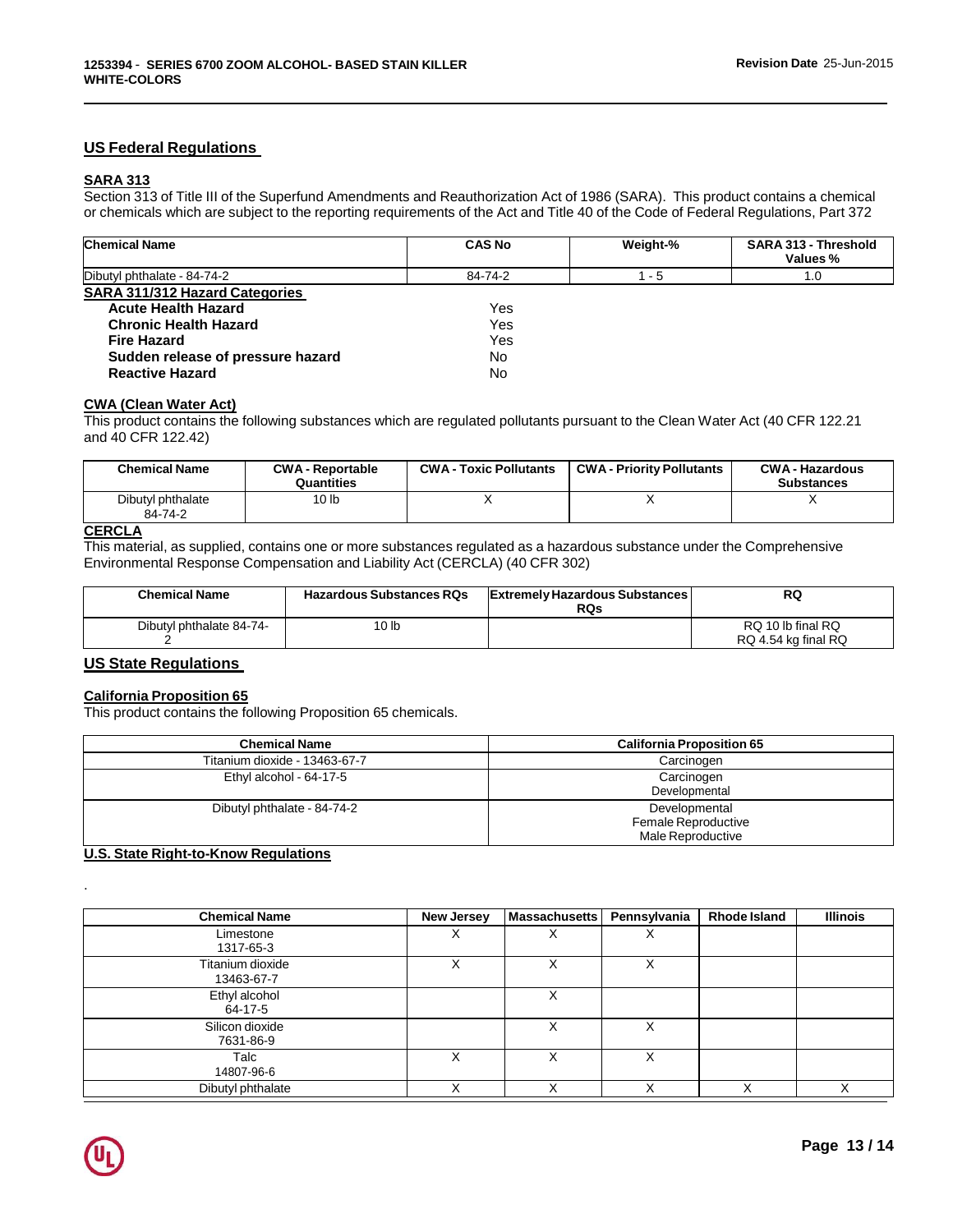## US Federal Regulations

### SARA 313

Section 313 of Title III of the Superfund Amendments and Reauthorization Act of 1986 (SARA). This product contains a chemical or chemicals which are subject to the reporting requirements of the Act and Title 40 of the Code of Federal Regulations, Part 372

| Chemical Name | CAS No | Weight-% | SARA 313 - Threshold Values % |
|---|---|---|---|
| Dibutyl phthalate - 84-74-2 | 84-74-2 | 1 - 5 | 1.0 |

### SARA 311/312 Hazard Categories

| | |
|---|---|
| **Acute Health Hazard** | Yes |
| **Chronic Health Hazard** | Yes |
| **Fire Hazard** | Yes |
| **Sudden release of pressure hazard** | No |
| **Reactive Hazard** | No |

### CWA (Clean Water Act)

This product contains the following substances which are regulated pollutants pursuant to the Clean Water Act (40 CFR 122.21 and 40 CFR 122.42)

| Chemical Name | CWA - Reportable Quantities | CWA - Toxic Pollutants | CWA - Priority Pollutants | CWA - Hazardous Substances |
|---|---|---|---|---|
| Dibutyl phthalate 84-74-2 | 10 lb | X | X | X |

### CERCLA

This material, as supplied, contains one or more substances regulated as a hazardous substance under the Comprehensive Environmental Response Compensation and Liability Act (CERCLA) (40 CFR 302)

| Chemical Name | Hazardous Substances RQs | Extremely Hazardous Substances RQs | RQ |
|---|---|---|---|
| Dibutyl phthalate 84-74-2 | 10 lb | | RQ 10 lb final RQ<br>RQ 4.54 kg final RQ |

## US State Regulations

### California Proposition 65

This product contains the following Proposition 65 chemicals.

| Chemical Name | California Proposition 65 |
|---|---|
| Titanium dioxide - 13463-67-7 | Carcinogen |
| Ethyl alcohol - 64-17-5 | Carcinogen<br>Developmental |
| Dibutyl phthalate - 84-74-2 | Developmental<br>Female Reproductive<br>Male Reproductive |

### U.S. State Right-to-Know Regulations

.

| Chemical Name | New Jersey | Massachusetts | Pennsylvania | Rhode Island | Illinois |
|---|---|---|---|---|---|
| Limestone 1317-65-3 | X | X | X | | |
| Titanium dioxide 13463-67-7 | X | X | X | | |
| Ethyl alcohol 64-17-5 | | X | | | |
| Silicon dioxide 7631-86-9 | | X | X | | |
| Talc 14807-96-6 | X | X | X | | |
| Dibutyl phthalate | X | X | X | X | X |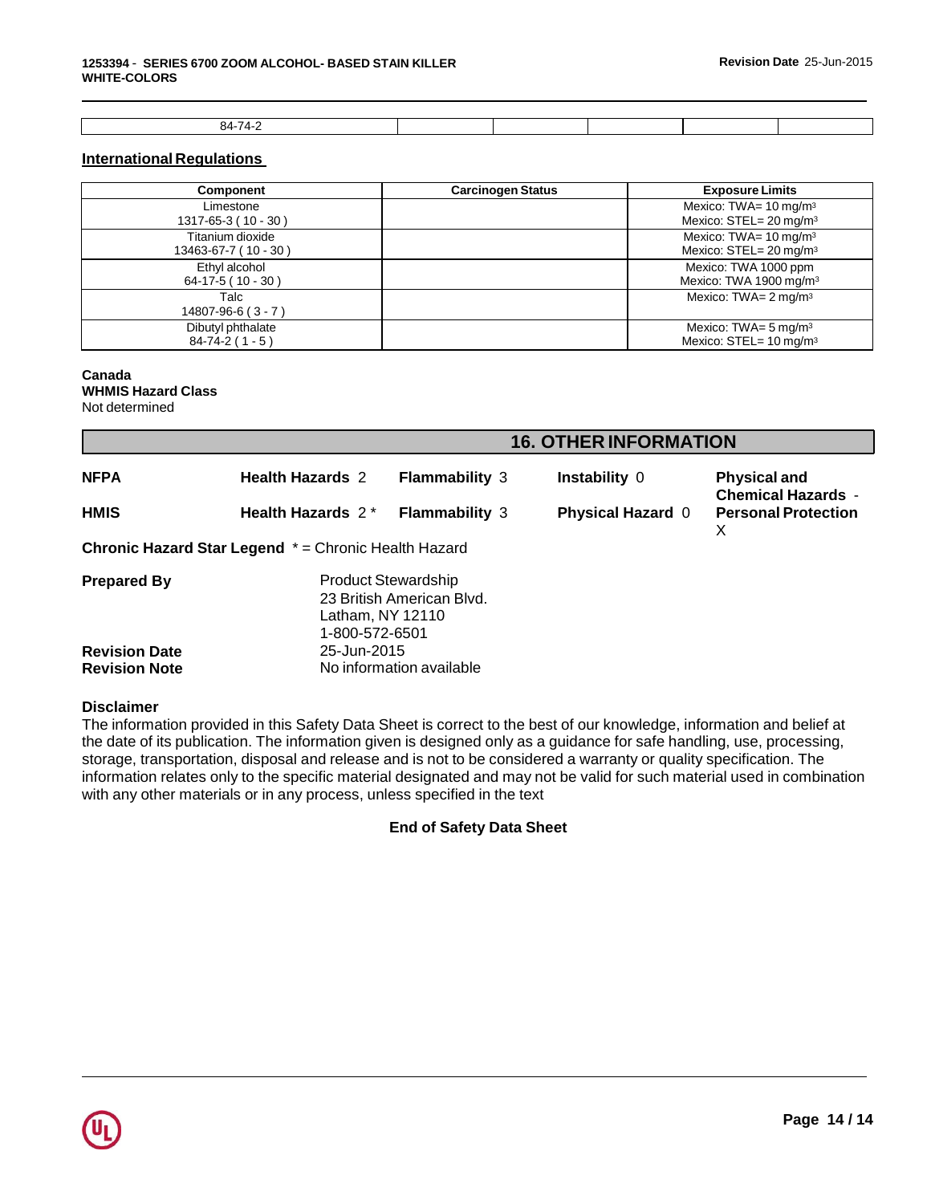| 84-74-2 | | | | | |
|---|---|---|---|---|---|

## International Regulations

| Component | Carcinogen Status | Exposure Limits |
|---|---|---|
| Limestone<br>1317-65-3 ( 10 - 30 ) | | Mexico: TWA= 10 mg/m³<br>Mexico: STEL= 20 mg/m³ |
| Titanium dioxide<br>13463-67-7 ( 10 - 30 ) | | Mexico: TWA= 10 mg/m³<br>Mexico: STEL= 20 mg/m³ |
| Ethyl alcohol<br>64-17-5 ( 10 - 30 ) | | Mexico: TWA 1000 ppm<br>Mexico: TWA 1900 mg/m³ |
| Talc<br>14807-96-6 ( 3 - 7 ) | | Mexico: TWA= 2 mg/m³ |
| Dibutyl phthalate<br>84-74-2 ( 1 - 5 ) | | Mexico: TWA= 5 mg/m³<br>Mexico: STEL= 10 mg/m³ |

**Canada**
**WHMIS Hazard Class**
Not determined

## 16. OTHER INFORMATION

| | | | | |
|---|---|---|---|---|
| **NFPA** | **Health Hazards** 2 | **Flammability** 3 | **Instability** 0 | **Physical and Chemical Hazards** - |
| **HMIS** | **Health Hazards** 2 * | **Flammability** 3 | **Physical Hazard** 0 | **Personal Protection** X |

**Chronic Hazard Star Legend** * = Chronic Health Hazard

**Prepared By** Product Stewardship
23 British American Blvd.
Latham, NY 12110
1-800-572-6501

**Revision Date** 25-Jun-2015

**Revision Note** No information available

**Disclaimer**
The information provided in this Safety Data Sheet is correct to the best of our knowledge, information and belief at the date of its publication. The information given is designed only as a guidance for safe handling, use, processing, storage, transportation, disposal and release and is not to be considered a warranty or quality specification. The information relates only to the specific material designated and may not be valid for such material used in combination with any other materials or in any process, unless specified in the text

**End of Safety Data Sheet**